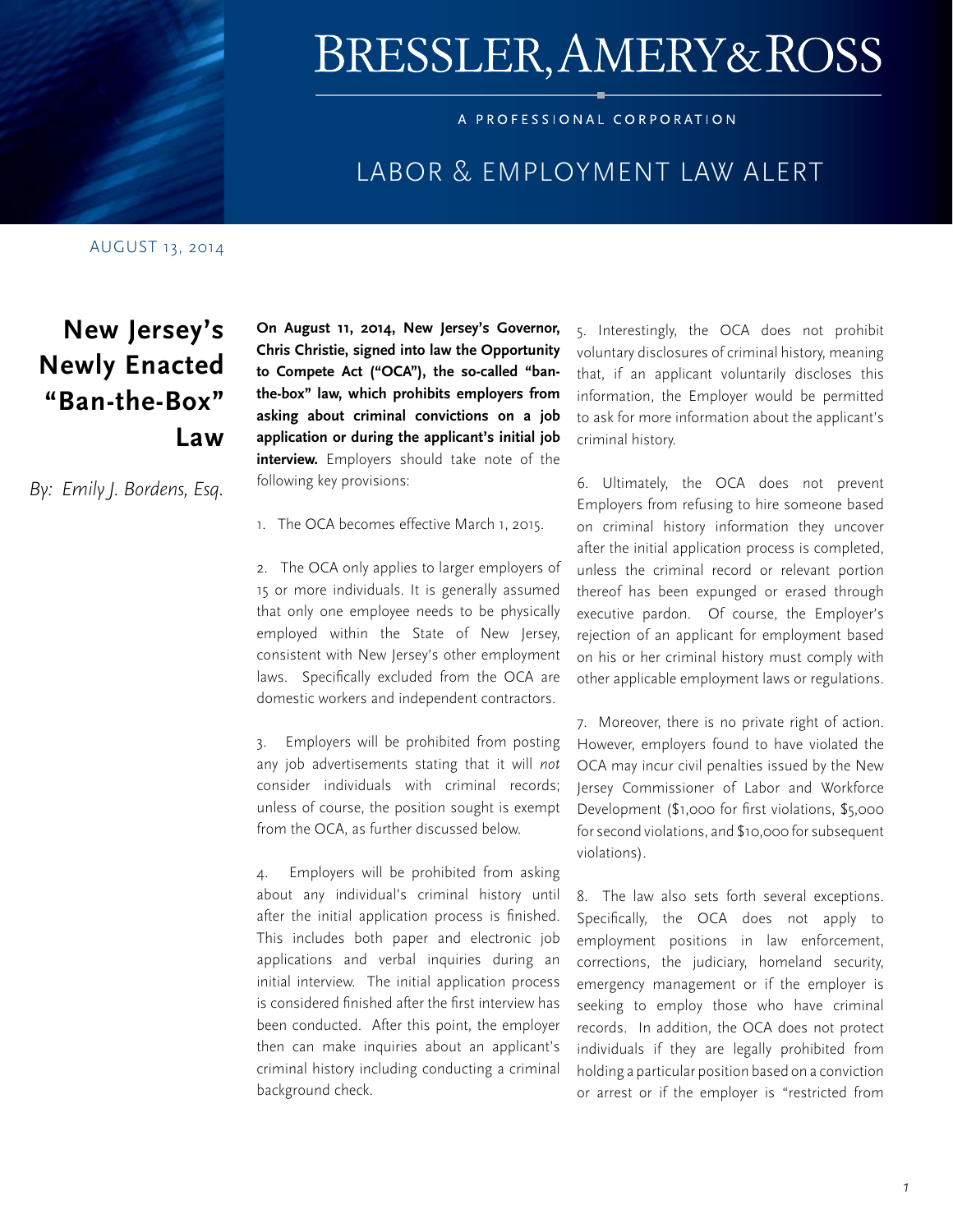# BRESSLER, AMERY & ROSS

A PROFESSIONAL CORPORATION

## LABOR & EMPLOYMENT LAW ALERT

AUGUST 13, 2014

## New Jersey's Newly Enacted "Ban-the-Box" Law

*By: Emily J. Bordens, Esq.*

**On August 11, 2014, New Jersey's Governor, Chris Christie, signed into law the Opportunity to Compete Act ("OCA"), the so-called "ban-the-box" law, which prohibits employers from asking about criminal convictions on a job application or during the applicant's initial job interview.** Employers should take note of the following key provisions:

1. The OCA becomes effective March 1, 2015.

2. The OCA only applies to larger employers of 15 or more individuals. It is generally assumed that only one employee needs to be physically employed within the State of New Jersey, consistent with New Jersey's other employment laws. Specifically excluded from the OCA are domestic workers and independent contractors.

3. Employers will be prohibited from posting any job advertisements stating that it will *not* consider individuals with criminal records; unless of course, the position sought is exempt from the OCA, as further discussed below.

4. Employers will be prohibited from asking about any individual's criminal history until after the initial application process is finished. This includes both paper and electronic job applications and verbal inquiries during an initial interview. The initial application process is considered finished after the first interview has been conducted. After this point, the employer then can make inquiries about an applicant's criminal history including conducting a criminal background check.

5. Interestingly, the OCA does not prohibit voluntary disclosures of criminal history, meaning that, if an applicant voluntarily discloses this information, the Employer would be permitted to ask for more information about the applicant's criminal history.

6. Ultimately, the OCA does not prevent Employers from refusing to hire someone based on criminal history information they uncover after the initial application process is completed, unless the criminal record or relevant portion thereof has been expunged or erased through executive pardon. Of course, the Employer's rejection of an applicant for employment based on his or her criminal history must comply with other applicable employment laws or regulations.

7. Moreover, there is no private right of action. However, employers found to have violated the OCA may incur civil penalties issued by the New Jersey Commissioner of Labor and Workforce Development ($1,000 for first violations, $5,000 for second violations, and $10,000 for subsequent violations).

8. The law also sets forth several exceptions. Specifically, the OCA does not apply to employment positions in law enforcement, corrections, the judiciary, homeland security, emergency management or if the employer is seeking to employ those who have criminal records. In addition, the OCA does not protect individuals if they are legally prohibited from holding a particular position based on a conviction or arrest or if the employer is "restricted from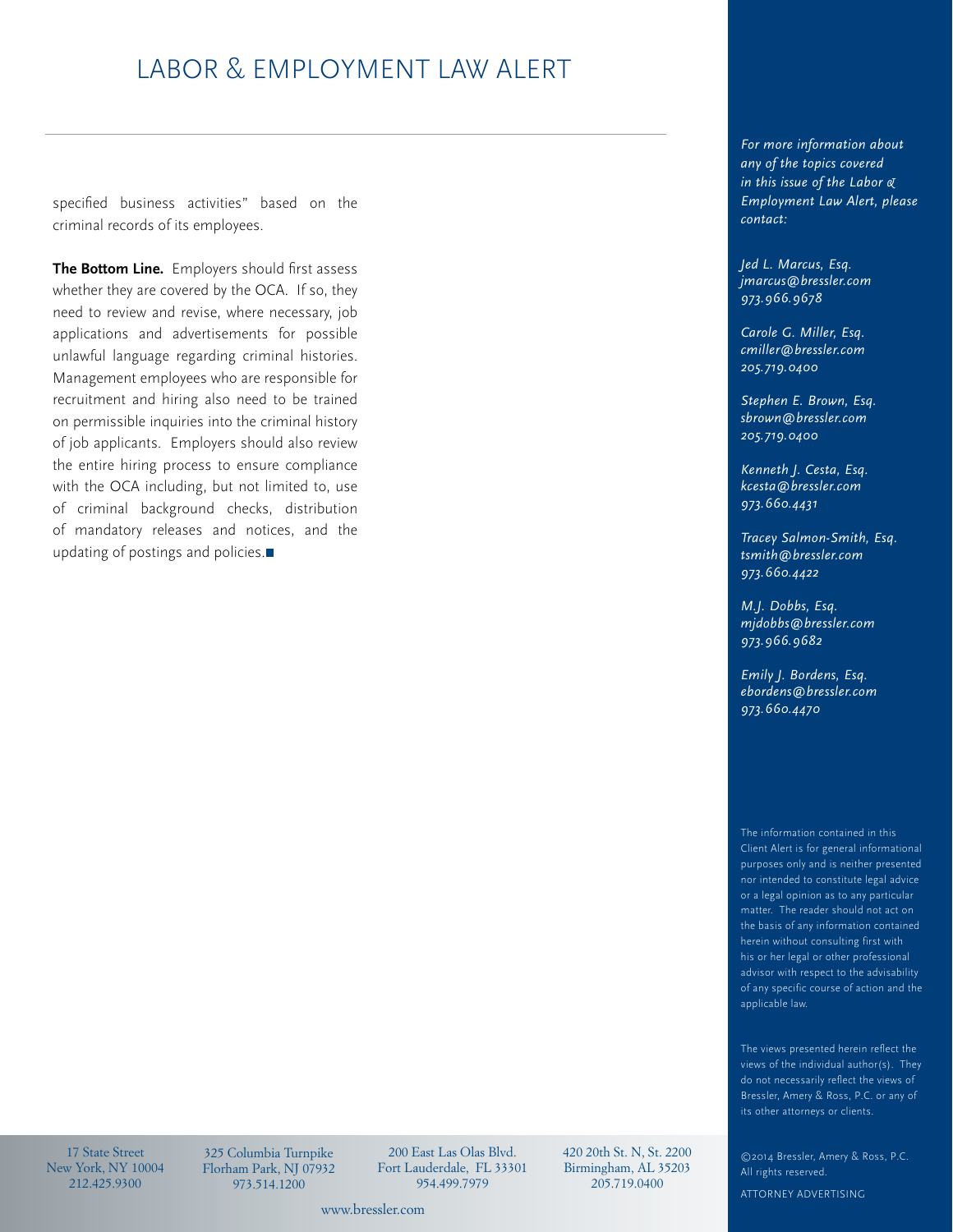specified business activities" based on the criminal records of its employees.

**The Bottom Line.** Employers should first assess whether they are covered by the OCA. If so, they need to review and revise, where necessary, job applications and advertisements for possible unlawful language regarding criminal histories. Management employees who are responsible for recruitment and hiring also need to be trained on permissible inquiries into the criminal history of job applicants. Employers should also review the entire hiring process to ensure compliance with the OCA including, but not limited to, use of criminal background checks, distribution of mandatory releases and notices, and the updating of postings and policies.■

*For more information about any of the topics covered in this issue of the Labor & Employment Law Alert, please contact:*

*Jed L. Marcus, Esq.*
*jmarcus@bressler.com*
*973.966.9678*

*Carole G. Miller, Esq.*
*cmiller@bressler.com*
*205.719.0400*

*Stephen E. Brown, Esq.*
*sbrown@bressler.com*
*205.719.0400*

*Kenneth J. Cesta, Esq.*
*kcesta@bressler.com*
*973.660.4431*

*Tracey Salmon-Smith, Esq.*
*tsmith@bressler.com*
*973.660.4422*

*M.J. Dobbs, Esq.*
*mjdobbs@bressler.com*
*973.966.9682*

*Emily J. Bordens, Esq.*
*ebordens@bressler.com*
*973.660.4470*

The information contained in this Client Alert is for general informational purposes only and is neither presented nor intended to constitute legal advice or a legal opinion as to any particular matter. The reader should not act on the basis of any information contained herein without consulting first with his or her legal or other professional advisor with respect to the advisability of any specific course of action and the applicable law.

The views presented herein reflect the views of the individual author(s). They do not necessarily reflect the views of Bressler, Amery & Ross, P.C. or any of its other attorneys or clients.

©2014 Bressler, Amery & Ross, P.C. All rights reserved.

ATTORNEY ADVERTISING

17 State Street
New York, NY 10004
212.425.9300

325 Columbia Turnpike
Florham Park, NJ 07932
973.514.1200

200 East Las Olas Blvd.
Fort Lauderdale, FL 33301
954.499.7979

420 20th St. N, St. 2200
Birmingham, AL 35203
205.719.0400

www.bressler.com